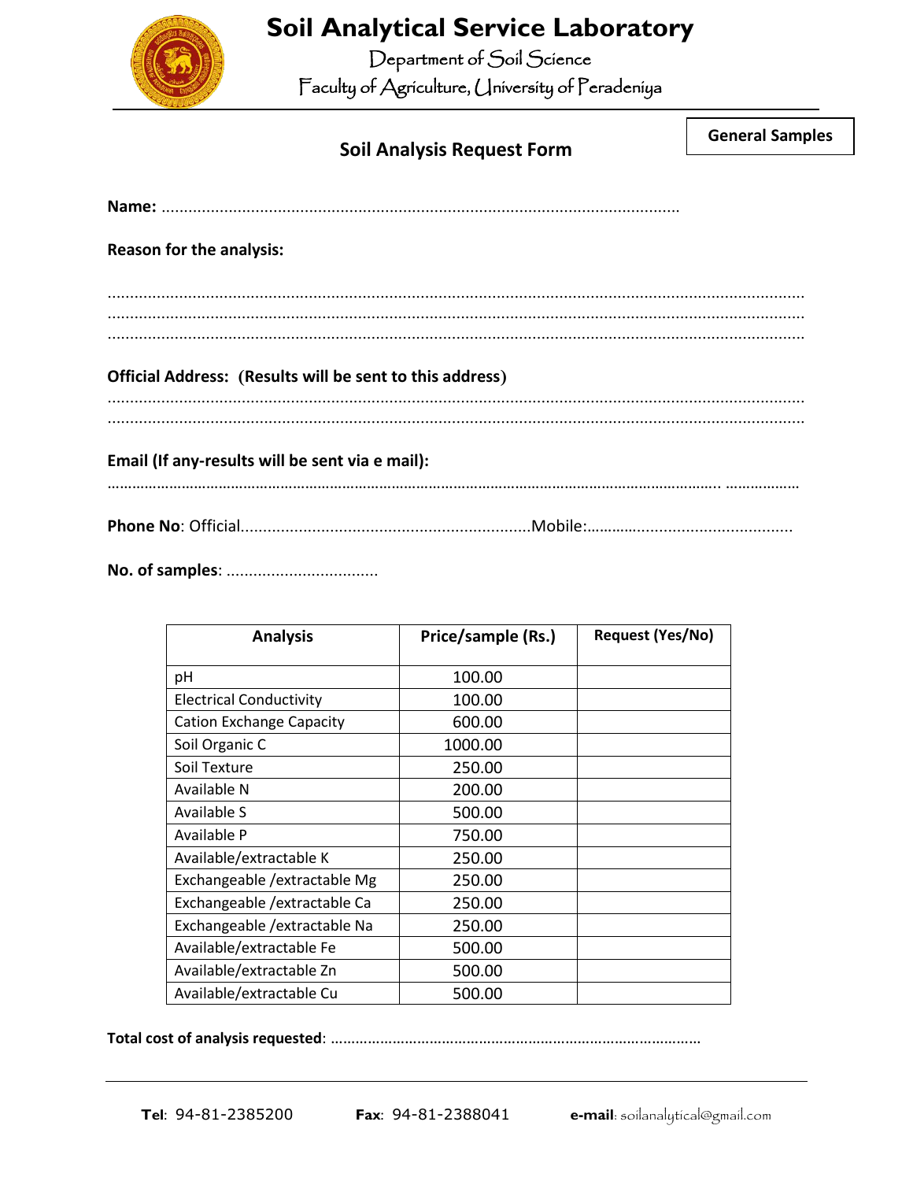# Soil Analytical Service Laboratory

Department of Soil Science

Faculty of Agriculture, University of Peradeniya

**General Samples**

## Soil Analysis Request Form

**Name:** ..................................................................................................................

**Reason for the analysis:**

.............................................................................................................................................
.............................................................................................................................................
.............................................................................................................................................

**Official Address: (Results will be sent to this address)**

.............................................................................................................................................
.............................................................................................................................................

**Email (If any-results will be sent via e mail):**

.............................................................................................................................................

**Phone No**: Official.................................................................Mobile:...............................................

**No. of samples**: .................................

| Analysis | Price/sample (Rs.) | Request (Yes/No) |
|---|---|---|
| pH | 100.00 | |
| Electrical Conductivity | 100.00 | |
| Cation Exchange Capacity | 600.00 | |
| Soil Organic C | 1000.00 | |
| Soil Texture | 250.00 | |
| Available N | 200.00 | |
| Available S | 500.00 | |
| Available P | 750.00 | |
| Available/extractable K | 250.00 | |
| Exchangeable /extractable Mg | 250.00 | |
| Exchangeable /extractable Ca | 250.00 | |
| Exchangeable /extractable Na | 250.00 | |
| Available/extractable Fe | 500.00 | |
| Available/extractable Zn | 500.00 | |
| Available/extractable Cu | 500.00 | |

**Total cost of analysis requested**: ........................................................................................

**Tel**: 94-81-2385200 **Fax**: 94-81-2388041 **e-mail**: soilanalytical@gmail.com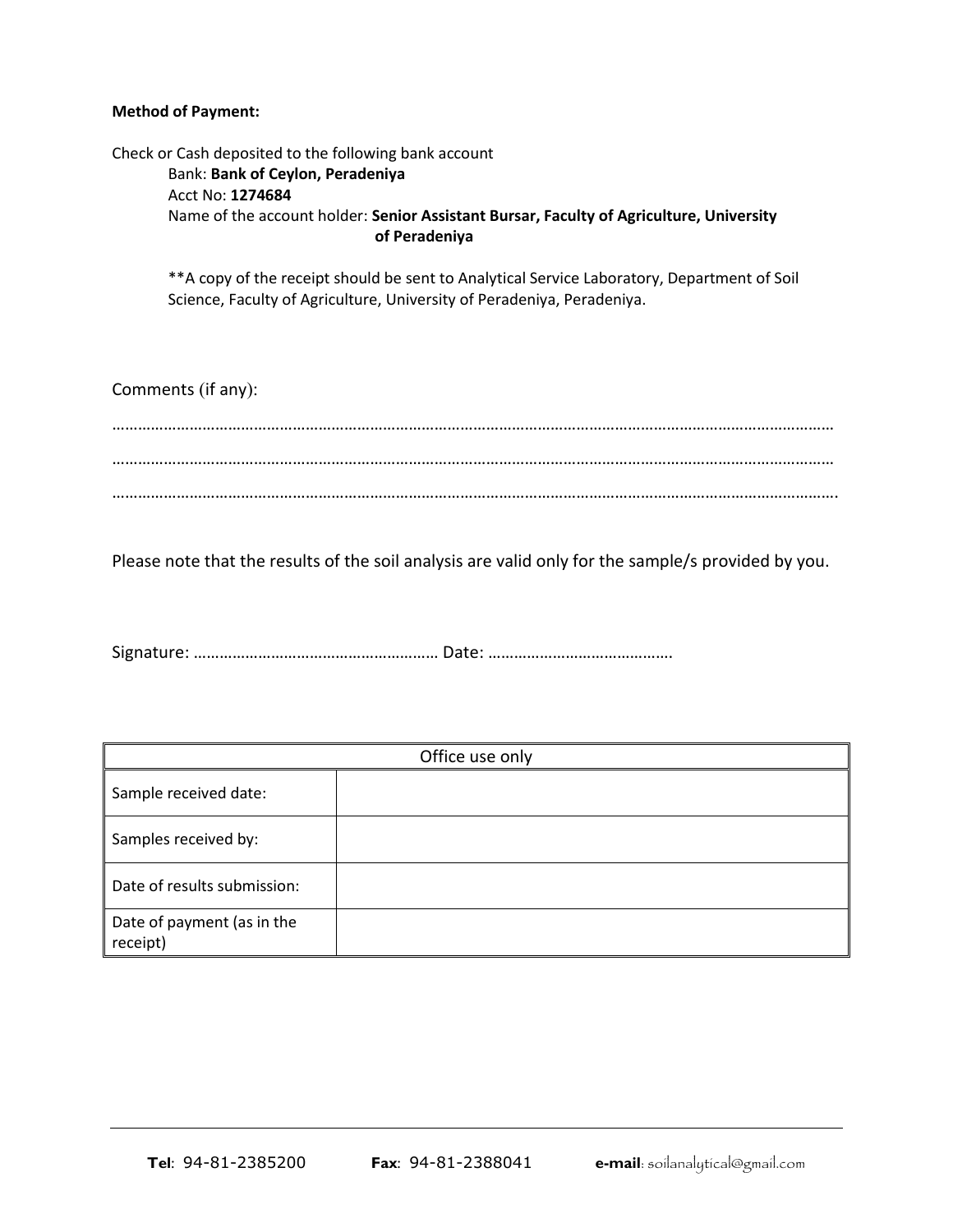**Method of Payment:**

Check or Cash deposited to the following bank account

Bank: **Bank of Ceylon, Peradeniya**
Acct No: **1274684**
Name of the account holder: **Senior Assistant Bursar, Faculty of Agriculture, University of Peradeniya**

**A copy of the receipt should be sent to Analytical Service Laboratory, Department of Soil Science, Faculty of Agriculture, University of Peradeniya, Peradeniya.

Comments (if any):

…………………………………………………………………………………………………………………………………………………………

…………………………………………………………………………………………………………………………………………………………

…………………………………………………………………………………………………………………………………………………………

Please note that the results of the soil analysis are valid only for the sample/s provided by you.

Signature: ………………………………………………… Date: ……………………………………

| Office use only | |
|---|---|
| Sample received date: | |
| Samples received by: | |
| Date of results submission: | |
| Date of payment (as in the receipt) | |

**Tel**: 94-81-2385200 **Fax**: 94-81-2388041 **e-mail**: soilanalytical@gmail.com